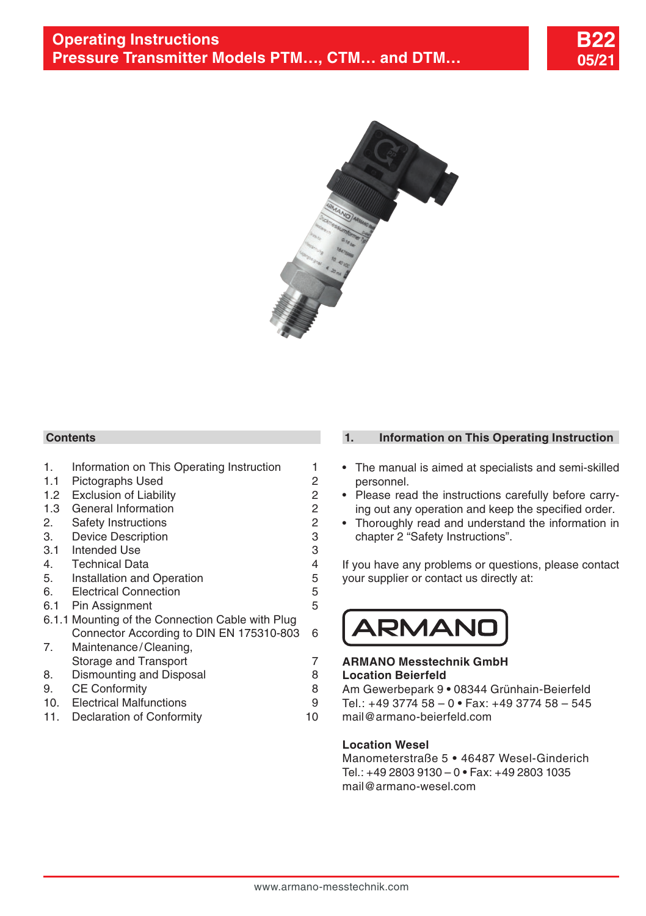# Operating Instructions
# Pressure Transmitter Models PTM…, CTM… and DTM…

**B22**
**05/21**

## Contents

| | | |
|---|---|---|
| 1. | Information on This Operating Instruction | 1 |
| 1.1 | Pictographs Used | 2 |
| 1.2 | Exclusion of Liability | 2 |
| 1.3 | General Information | 2 |
| 2. | Safety Instructions | 2 |
| 3. | Device Description | 3 |
| 3.1 | Intended Use | 3 |
| 4. | Technical Data | 4 |
| 5. | Installation and Operation | 5 |
| 6. | Electrical Connection | 5 |
| 6.1 | Pin Assignment | 5 |
| 6.1.1 | Mounting of the Connection Cable with Plug Connector According to DIN EN 175310-803 | 6 |
| 7. | Maintenance/Cleaning, Storage and Transport | 7 |
| 8. | Dismounting and Disposal | 8 |
| 9. | CE Conformity | 8 |
| 10. | Electrical Malfunctions | 9 |
| 11. | Declaration of Conformity | 10 |

## 1. Information on This Operating Instruction

- The manual is aimed at specialists and semi-skilled personnel.
- Please read the instructions carefully before carrying out any operation and keep the specified order.
- Thoroughly read and understand the information in chapter 2 “Safety Instructions”.

If you have any problems or questions, please contact your supplier or contact us directly at:

ARMANO

**ARMANO Messtechnik GmbH**
**Location Beierfeld**
Am Gewerbepark 9 • 08344 Grünhain-Beierfeld
Tel.: +49 3774 58 – 0 • Fax: +49 3774 58 – 545
mail@armano-beierfeld.com

**Location Wesel**
Manometerstraße 5 • 46487 Wesel-Ginderich
Tel.: +49 2803 9130 – 0 • Fax: +49 2803 1035
mail@armano-wesel.com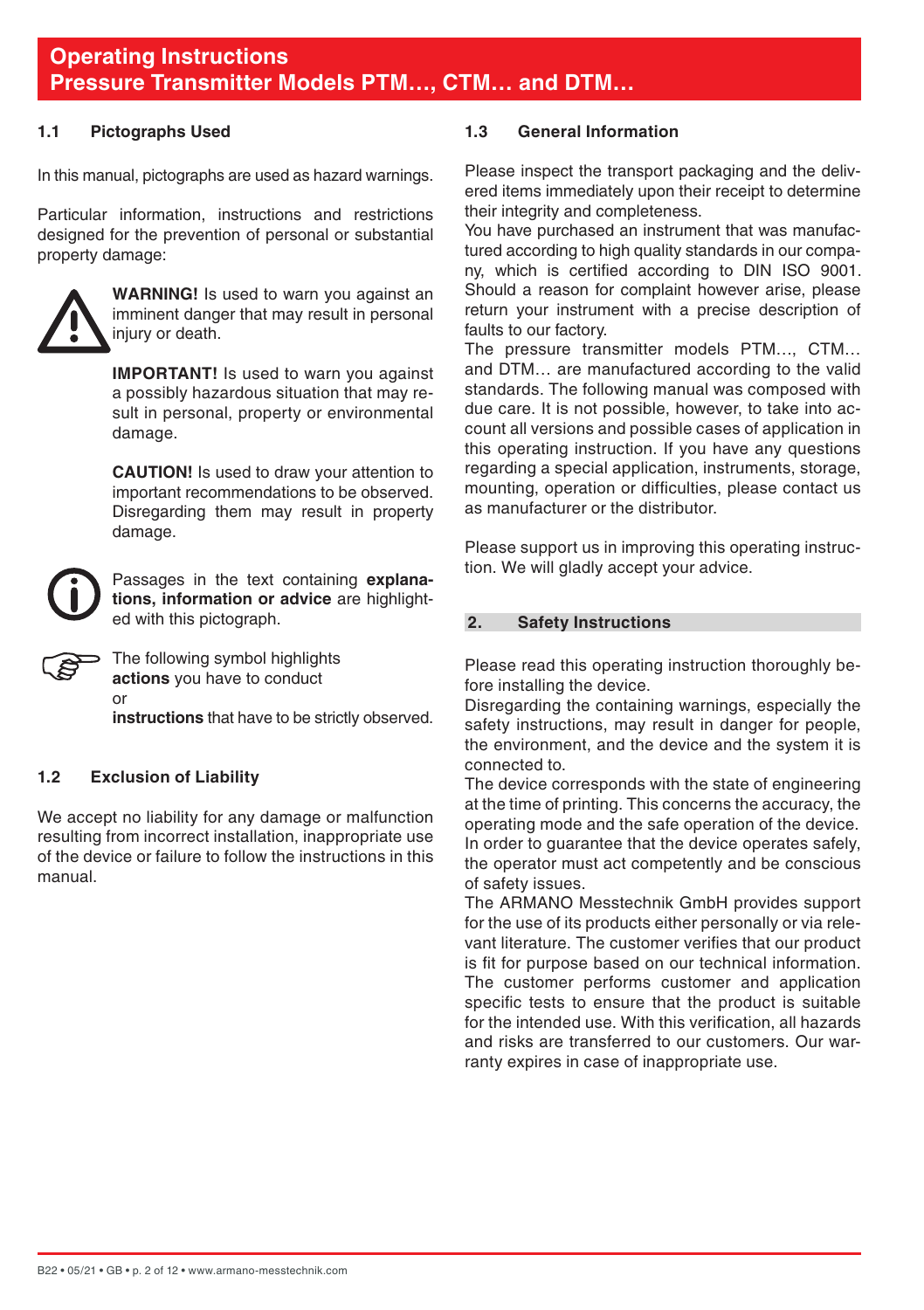# Operating Instructions
# Pressure Transmitter Models PTM…, CTM… and DTM…

## 1.1 Pictographs Used

In this manual, pictographs are used as hazard warnings.

Particular information, instructions and restrictions designed for the prevention of personal or substantial property damage:

**WARNING!** Is used to warn you against an imminent danger that may result in personal injury or death.

**IMPORTANT!** Is used to warn you against a possibly hazardous situation that may result in personal, property or environmental damage.

**CAUTION!** Is used to draw your attention to important recommendations to be observed. Disregarding them may result in property damage.

Passages in the text containing **explanations, information or advice** are highlighted with this pictograph.

The following symbol highlights **actions** you have to conduct or **instructions** that have to be strictly observed.

## 1.2 Exclusion of Liability

We accept no liability for any damage or malfunction resulting from incorrect installation, inappropriate use of the device or failure to follow the instructions in this manual.

## 1.3 General Information

Please inspect the transport packaging and the delivered items immediately upon their receipt to determine their integrity and completeness.
You have purchased an instrument that was manufactured according to high quality standards in our company, which is certified according to DIN ISO 9001. Should a reason for complaint however arise, please return your instrument with a precise description of faults to our factory.
The pressure transmitter models PTM…, CTM… and DTM… are manufactured according to the valid standards. The following manual was composed with due care. It is not possible, however, to take into account all versions and possible cases of application in this operating instruction. If you have any questions regarding a special application, instruments, storage, mounting, operation or difficulties, please contact us as manufacturer or the distributor.

Please support us in improving this operating instruction. We will gladly accept your advice.

## 2. Safety Instructions

Please read this operating instruction thoroughly before installing the device.
Disregarding the containing warnings, especially the safety instructions, may result in danger for people, the environment, and the device and the system it is connected to.
The device corresponds with the state of engineering at the time of printing. This concerns the accuracy, the operating mode and the safe operation of the device. In order to guarantee that the device operates safely, the operator must act competently and be conscious of safety issues.
The ARMANO Messtechnik GmbH provides support for the use of its products either personally or via relevant literature. The customer verifies that our product is fit for purpose based on our technical information. The customer performs customer and application specific tests to ensure that the product is suitable for the intended use. With this verification, all hazards and risks are transferred to our customers. Our warranty expires in case of inappropriate use.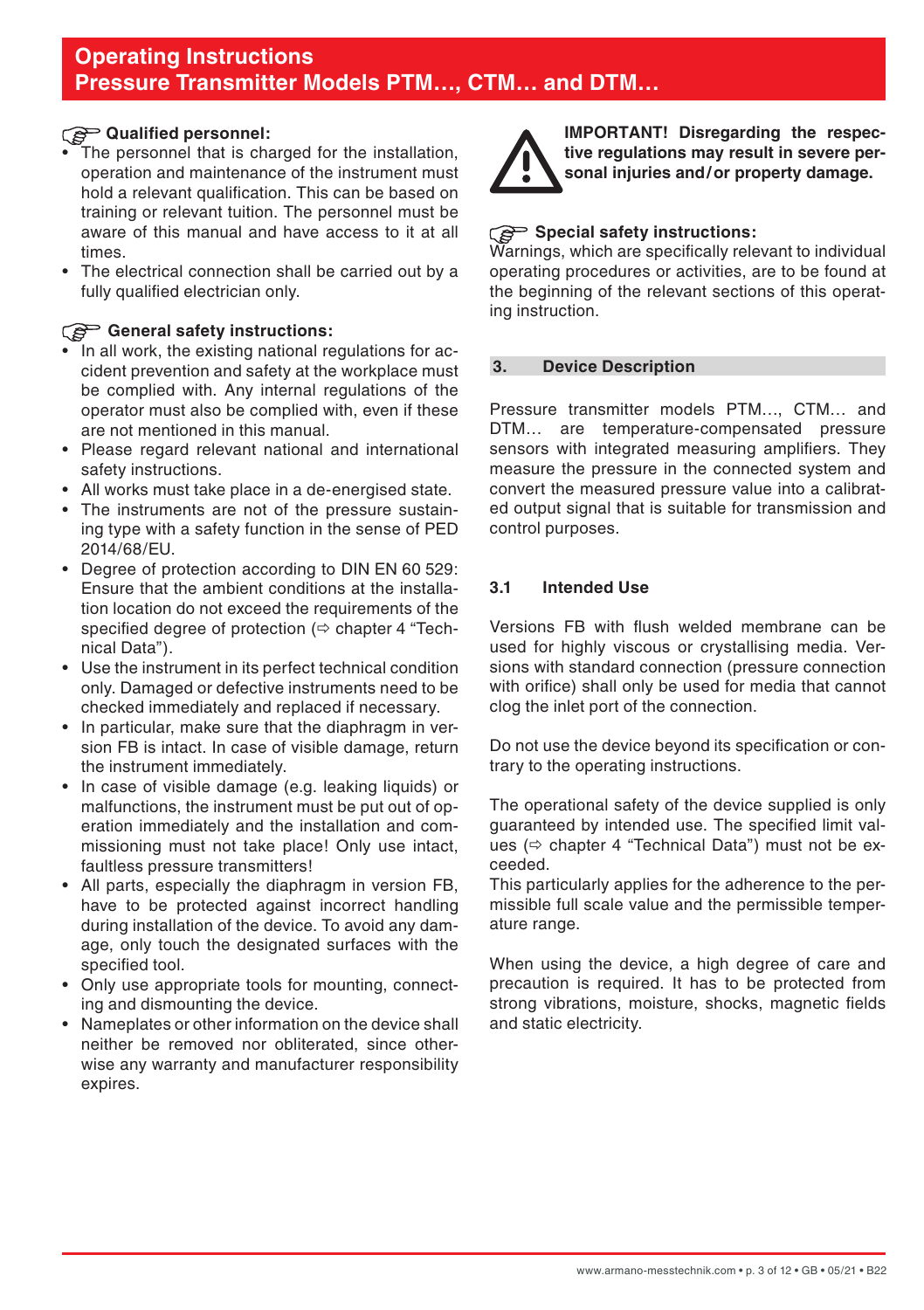**Qualified personnel:**

- The personnel that is charged for the installation, operation and maintenance of the instrument must hold a relevant qualification. This can be based on training or relevant tuition. The personnel must be aware of this manual and have access to it at all times.
- The electrical connection shall be carried out by a fully qualified electrician only.

**General safety instructions:**

- In all work, the existing national regulations for accident prevention and safety at the workplace must be complied with. Any internal regulations of the operator must also be complied with, even if these are not mentioned in this manual.
- Please regard relevant national and international safety instructions.
- All works must take place in a de-energised state.
- The instruments are not of the pressure sustaining type with a safety function in the sense of PED 2014/68/EU.
- Degree of protection according to DIN EN 60 529: Ensure that the ambient conditions at the installation location do not exceed the requirements of the specified degree of protection (⇨ chapter 4 "Technical Data").
- Use the instrument in its perfect technical condition only. Damaged or defective instruments need to be checked immediately and replaced if necessary.
- In particular, make sure that the diaphragm in version FB is intact. In case of visible damage, return the instrument immediately.
- In case of visible damage (e.g. leaking liquids) or malfunctions, the instrument must be put out of operation immediately and the installation and commissioning must not take place! Only use intact, faultless pressure transmitters!
- All parts, especially the diaphragm in version FB, have to be protected against incorrect handling during installation of the device. To avoid any damage, only touch the designated surfaces with the specified tool.
- Only use appropriate tools for mounting, connecting and dismounting the device.
- Nameplates or other information on the device shall neither be removed nor obliterated, since otherwise any warranty and manufacturer responsibility expires.

**IMPORTANT! Disregarding the respective regulations may result in severe personal injuries and/or property damage.**

**Special safety instructions:**

Warnings, which are specifically relevant to individual operating procedures or activities, are to be found at the beginning of the relevant sections of this operating instruction.

## 3. Device Description

Pressure transmitter models PTM…, CTM… and DTM… are temperature-compensated pressure sensors with integrated measuring amplifiers. They measure the pressure in the connected system and convert the measured pressure value into a calibrated output signal that is suitable for transmission and control purposes.

### 3.1 Intended Use

Versions FB with flush welded membrane can be used for highly viscous or crystallising media. Versions with standard connection (pressure connection with orifice) shall only be used for media that cannot clog the inlet port of the connection.

Do not use the device beyond its specification or contrary to the operating instructions.

The operational safety of the device supplied is only guaranteed by intended use. The specified limit values (⇨ chapter 4 "Technical Data") must not be exceeded.

This particularly applies for the adherence to the permissible full scale value and the permissible temperature range.

When using the device, a high degree of care and precaution is required. It has to be protected from strong vibrations, moisture, shocks, magnetic fields and static electricity.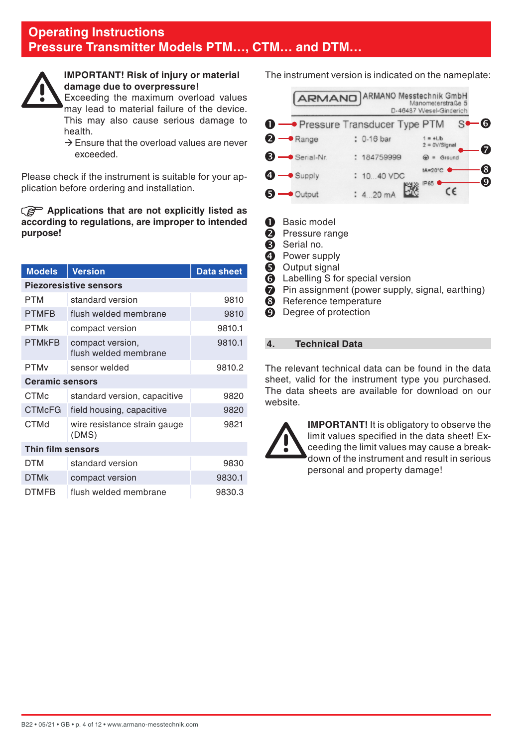**IMPORTANT! Risk of injury or material damage due to overpressure!**
Exceeding the maximum overload values may lead to material failure of the device. This may also cause serious damage to health.
→ Ensure that the overload values are never exceeded.

Please check if the instrument is suitable for your application before ordering and installation.

**Applications that are not explicitly listed as according to regulations, are improper to intended purpose!**

| Models | Version | Data sheet |
|---|---|---|
| **Piezoresistive sensors** | | |
| PTM | standard version | 9810 |
| PTMFB | flush welded membrane | 9810 |
| PTMk | compact version | 9810.1 |
| PTMkFB | compact version, flush welded membrane | 9810.1 |
| PTMv | sensor welded | 9810.2 |
| **Ceramic sensors** | | |
| CTMc | standard version, capacitive | 9820 |
| CTMcFG | field housing, capacitive | 9820 |
| CTMd | wire resistance strain gauge (DMS) | 9821 |
| **Thin film sensors** | | |
| DTM | standard version | 9830 |
| DTMk | compact version | 9830.1 |
| DTMFB | flush welded membrane | 9830.3 |

The instrument version is indicated on the nameplate:

ARMANO Messtechnik GmbH
Manometerstraße 5
D-46487 Wesel-Ginderich

1. Pressure Transducer Type PTM S (6)
2. Range : 0-16 bar — 1 = +Ub, 2 = 0V/Signal (7)
3. Serial-Nr : 184759999 — ⊕ = Ground
4. Supply : 10...40 VDC — tA=20°C (8)
5. Output : 4...20 mA — IP65 (9) CE

1. Basic model
2. Pressure range
3. Serial no.
4. Power supply
5. Output signal
6. Labelling S for special version
7. Pin assignment (power supply, signal, earthing)
8. Reference temperature
9. Degree of protection

## 4. Technical Data

The relevant technical data can be found in the data sheet, valid for the instrument type you purchased. The data sheets are available for download on our website.

**IMPORTANT!** It is obligatory to observe the limit values specified in the data sheet! Exceeding the limit values may cause a breakdown of the instrument and result in serious personal and property damage!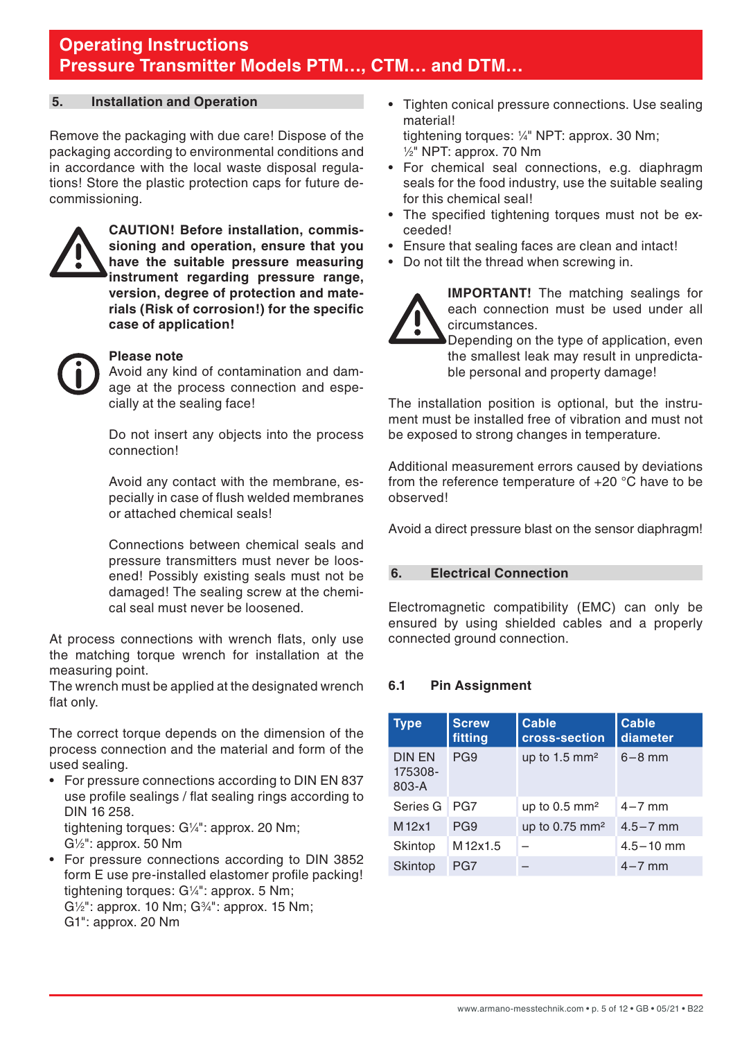## 5. Installation and Operation

Remove the packaging with due care! Dispose of the packaging according to environmental conditions and in accordance with the local waste disposal regulations! Store the plastic protection caps for future decommissioning.

**CAUTION! Before installation, commissioning and operation, ensure that you have the suitable pressure measuring instrument regarding pressure range, version, degree of protection and materials (Risk of corrosion!) for the specific case of application!**

**Please note**
Avoid any kind of contamination and damage at the process connection and especially at the sealing face!

Do not insert any objects into the process connection!

Avoid any contact with the membrane, especially in case of flush welded membranes or attached chemical seals!

Connections between chemical seals and pressure transmitters must never be loosened! Possibly existing seals must not be damaged! The sealing screw at the chemical seal must never be loosened.

At process connections with wrench flats, only use the matching torque wrench for installation at the measuring point.
The wrench must be applied at the designated wrench flat only.

The correct torque depends on the dimension of the process connection and the material and form of the used sealing.

- For pressure connections according to DIN EN 837 use profile sealings / flat sealing rings according to DIN 16 258.
  tightening torques: G¼": approx. 20 Nm;
  G½": approx. 50 Nm
- For pressure connections according to DIN 3852 form E use pre-installed elastomer profile packing!
  tightening torques: G¼": approx. 5 Nm;
  G½": approx. 10 Nm; G¾": approx. 15 Nm;
  G1": approx. 20 Nm
- Tighten conical pressure connections. Use sealing material!
  tightening torques: ¼" NPT: approx. 30 Nm;
  ½" NPT: approx. 70 Nm
- For chemical seal connections, e.g. diaphragm seals for the food industry, use the suitable sealing for this chemical seal!
- The specified tightening torques must not be exceeded!
- Ensure that sealing faces are clean and intact!
- Do not tilt the thread when screwing in.

**IMPORTANT!** The matching sealings for each connection must be used under all circumstances.
Depending on the type of application, even the smallest leak may result in unpredictable personal and property damage!

The installation position is optional, but the instrument must be installed free of vibration and must not be exposed to strong changes in temperature.

Additional measurement errors caused by deviations from the reference temperature of +20 °C have to be observed!

Avoid a direct pressure blast on the sensor diaphragm!

## 6. Electrical Connection

Electromagnetic compatibility (EMC) can only be ensured by using shielded cables and a properly connected ground connection.

### 6.1 Pin Assignment

| Type | Screw fitting | Cable cross-section | Cable diameter |
|---|---|---|---|
| DIN EN 175308-803-A | PG9 | up to 1.5 mm² | 6 – 8 mm |
| Series G | PG7 | up to 0.5 mm² | 4 – 7 mm |
| M 12x1 | PG9 | up to 0.75 mm² | 4.5 – 7 mm |
| Skintop | M 12x1.5 | – | 4.5 – 10 mm |
| Skintop | PG7 | – | 4 – 7 mm |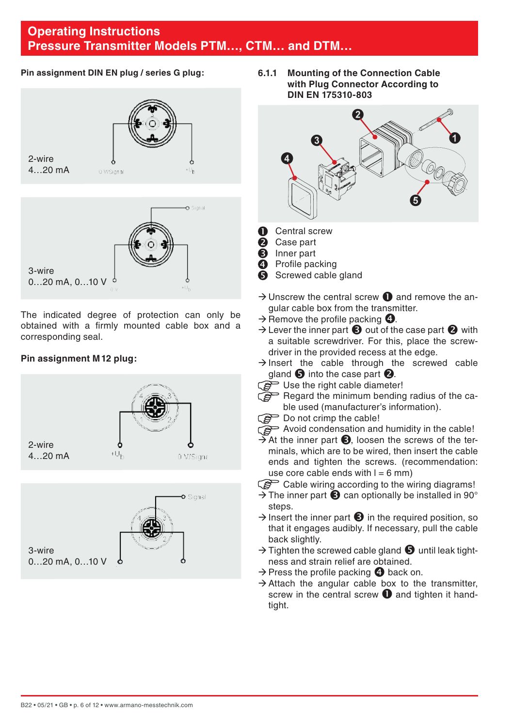# Operating Instructions
# Pressure Transmitter Models PTM..., CTM... and DTM...

**Pin assignment DIN EN plug / series G plug:**

2-wire
4…20 mA

3-wire
0…20 mA, 0…10 V

The indicated degree of protection can only be obtained with a firmly mounted cable box and a corresponding seal.

**Pin assignment M 12 plug:**

2-wire
4…20 mA

3-wire
0…20 mA, 0…10 V

### 6.1.1 Mounting of the Connection Cable with Plug Connector According to DIN EN 175310-803

❶ Central screw
❷ Case part
❸ Inner part
❹ Profile packing
❺ Screwed cable gland

→ Unscrew the central screw ❶ and remove the angular cable box from the transmitter.
→ Remove the profile packing ❹.
→ Lever the inner part ❸ out of the case part ❷ with a suitable screwdriver. For this, place the screwdriver in the provided recess at the edge.
→ Insert the cable through the screwed cable gland ❺ into the case part ❷.
☞ Use the right cable diameter!
☞ Regard the minimum bending radius of the cable used (manufacturer's information).
☞ Do not crimp the cable!
☞ Avoid condensation and humidity in the cable!
→ At the inner part ❸, loosen the screws of the terminals, which are to be wired, then insert the cable ends and tighten the screws. (recommendation: use core cable ends with l = 6 mm)
☞ Cable wiring according to the wiring diagrams!
→ The inner part ❸ can optionally be installed in 90° steps.
→ Insert the inner part ❸ in the required position, so that it engages audibly. If necessary, pull the cable back slightly.
→ Tighten the screwed cable gland ❺ until leak tightness and strain relief are obtained.
→ Press the profile packing ❹ back on.
→ Attach the angular cable box to the transmitter, screw in the central screw ❶ and tighten it hand-tight.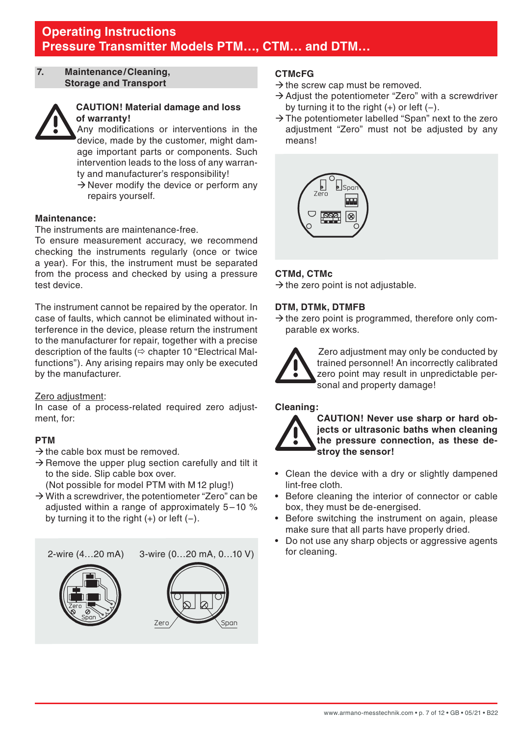## 7. Maintenance/Cleaning, Storage and Transport

**CAUTION! Material damage and loss of warranty!**

Any modifications or interventions in the device, made by the customer, might damage important parts or components. Such intervention leads to the loss of any warranty and manufacturer's responsibility!

→ Never modify the device or perform any repairs yourself.

**Maintenance:**

The instruments are maintenance-free.

To ensure measurement accuracy, we recommend checking the instruments regularly (once or twice a year). For this, the instrument must be separated from the process and checked by using a pressure test device.

The instrument cannot be repaired by the operator. In case of faults, which cannot be eliminated without interference in the device, please return the instrument to the manufacturer for repair, together with a precise description of the faults (⇨ chapter 10 "Electrical Malfunctions"). Any arising repairs may only be executed by the manufacturer.

Zero adjustment:

In case of a process-related required zero adjustment, for:

**PTM**

→ the cable box must be removed.

→ Remove the upper plug section carefully and tilt it to the side. Slip cable box over.
(Not possible for model PTM with M 12 plug!)

→ With a screwdriver, the potentiometer "Zero" can be adjusted within a range of approximately 5 – 10 % by turning it to the right (+) or left (–).

2-wire (4…20 mA) — Zero, Span

3-wire (0…20 mA, 0…10 V) — Zero, Span

**CTMcFG**

→ the screw cap must be removed.

→ Adjust the potentiometer "Zero" with a screwdriver by turning it to the right (+) or left (–).

→ The potentiometer labelled "Span" next to the zero adjustment "Zero" must not be adjusted by any means!

Zero, Span

**CTMd, CTMc**

→ the zero point is not adjustable.

**DTM, DTMk, DTMFB**

→ the zero point is programmed, therefore only comparable ex works.

Zero adjustment may only be conducted by trained personnel! An incorrectly calibrated zero point may result in unpredictable personal and property damage!

**Cleaning:**

**CAUTION! Never use sharp or hard objects or ultrasonic baths when cleaning the pressure connection, as these destroy the sensor!**

- Clean the device with a dry or slightly dampened lint-free cloth.
- Before cleaning the interior of connector or cable box, they must be de-energised.
- Before switching the instrument on again, please make sure that all parts have properly dried.
- Do not use any sharp objects or aggressive agents for cleaning.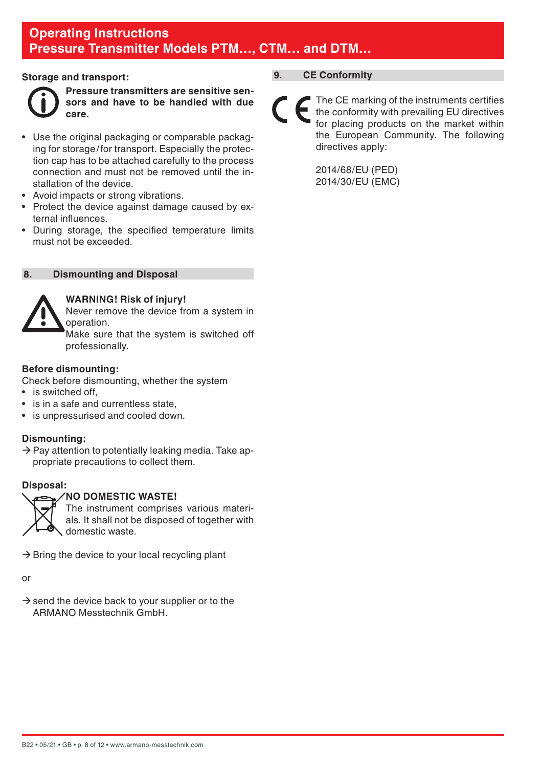**Storage and transport:**

**Pressure transmitters are sensitive sensors and have to be handled with due care.**

- Use the original packaging or comparable packaging for storage/for transport. Especially the protection cap has to be attached carefully to the process connection and must not be removed until the installation of the device.
- Avoid impacts or strong vibrations.
- Protect the device against damage caused by external influences.
- During storage, the specified temperature limits must not be exceeded.

## 8. Dismounting and Disposal

**WARNING! Risk of injury!**
Never remove the device from a system in operation.
Make sure that the system is switched off professionally.

**Before dismounting:**
Check before dismounting, whether the system
- is switched off,
- is in a safe and currentless state,
- is unpressurised and cooled down.

**Dismounting:**
→ Pay attention to potentially leaking media. Take appropriate precautions to collect them.

**Disposal:**

**NO DOMESTIC WASTE!**
The instrument comprises various materials. It shall not be disposed of together with domestic waste.

→ Bring the device to your local recycling plant

or

→ send the device back to your supplier or to the ARMANO Messtechnik GmbH.

## 9. CE Conformity

The CE marking of the instruments certifies the conformity with prevailing EU directives for placing products on the market within the European Community. The following directives apply:

2014/68/EU (PED)
2014/30/EU (EMC)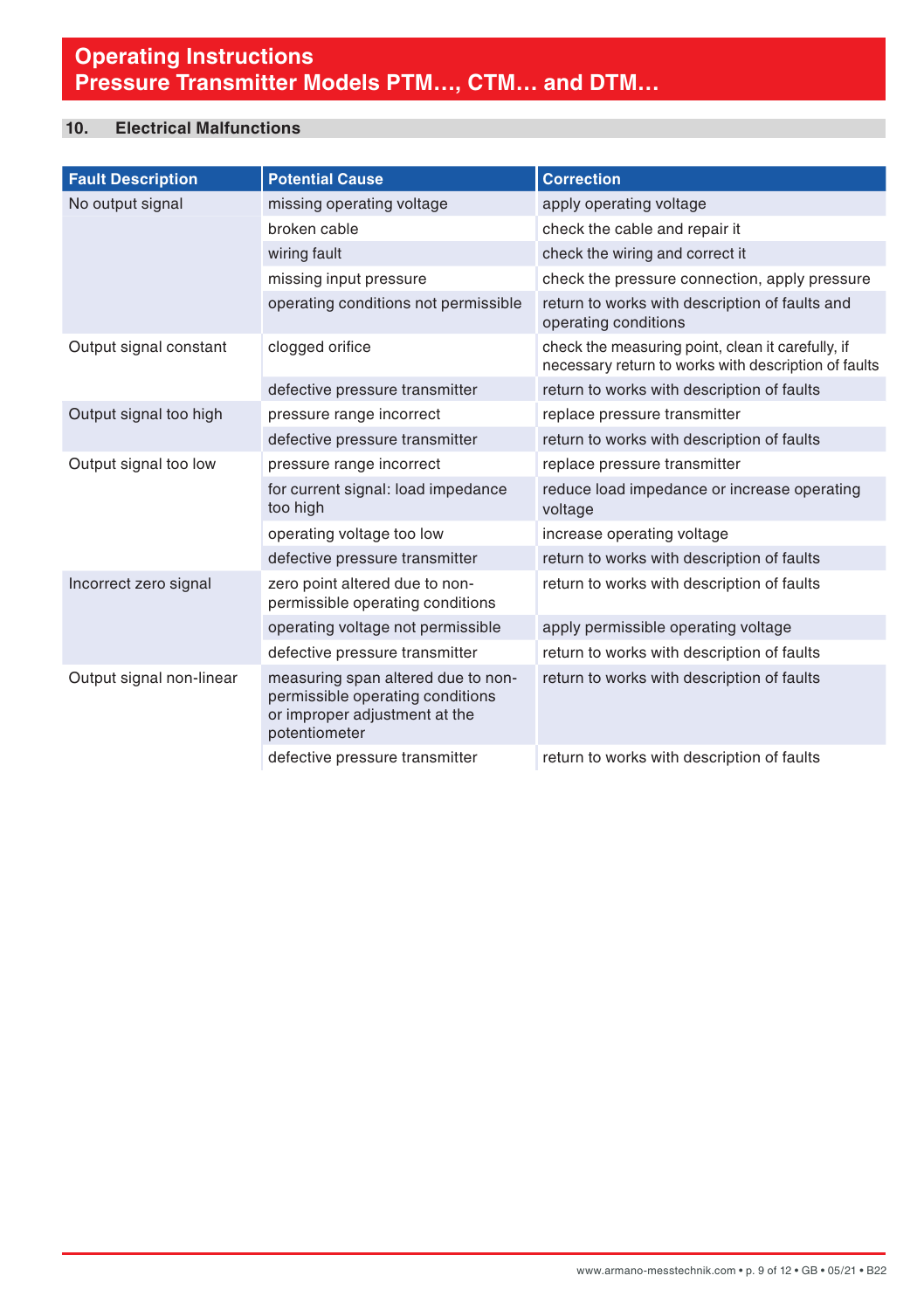## 10. Electrical Malfunctions

| Fault Description | Potential Cause | Correction |
|---|---|---|
| No output signal | missing operating voltage | apply operating voltage |
| | broken cable | check the cable and repair it |
| | wiring fault | check the wiring and correct it |
| | missing input pressure | check the pressure connection, apply pressure |
| | operating conditions not permissible | return to works with description of faults and operating conditions |
| Output signal constant | clogged orifice | check the measuring point, clean it carefully, if necessary return to works with description of faults |
| | defective pressure transmitter | return to works with description of faults |
| Output signal too high | pressure range incorrect | replace pressure transmitter |
| | defective pressure transmitter | return to works with description of faults |
| Output signal too low | pressure range incorrect | replace pressure transmitter |
| | for current signal: load impedance too high | reduce load impedance or increase operating voltage |
| | operating voltage too low | increase operating voltage |
| | defective pressure transmitter | return to works with description of faults |
| Incorrect zero signal | zero point altered due to non-permissible operating conditions | return to works with description of faults |
| | operating voltage not permissible | apply permissible operating voltage |
| | defective pressure transmitter | return to works with description of faults |
| Output signal non-linear | measuring span altered due to non-permissible operating conditions or improper adjustment at the potentiometer | return to works with description of faults |
| | defective pressure transmitter | return to works with description of faults |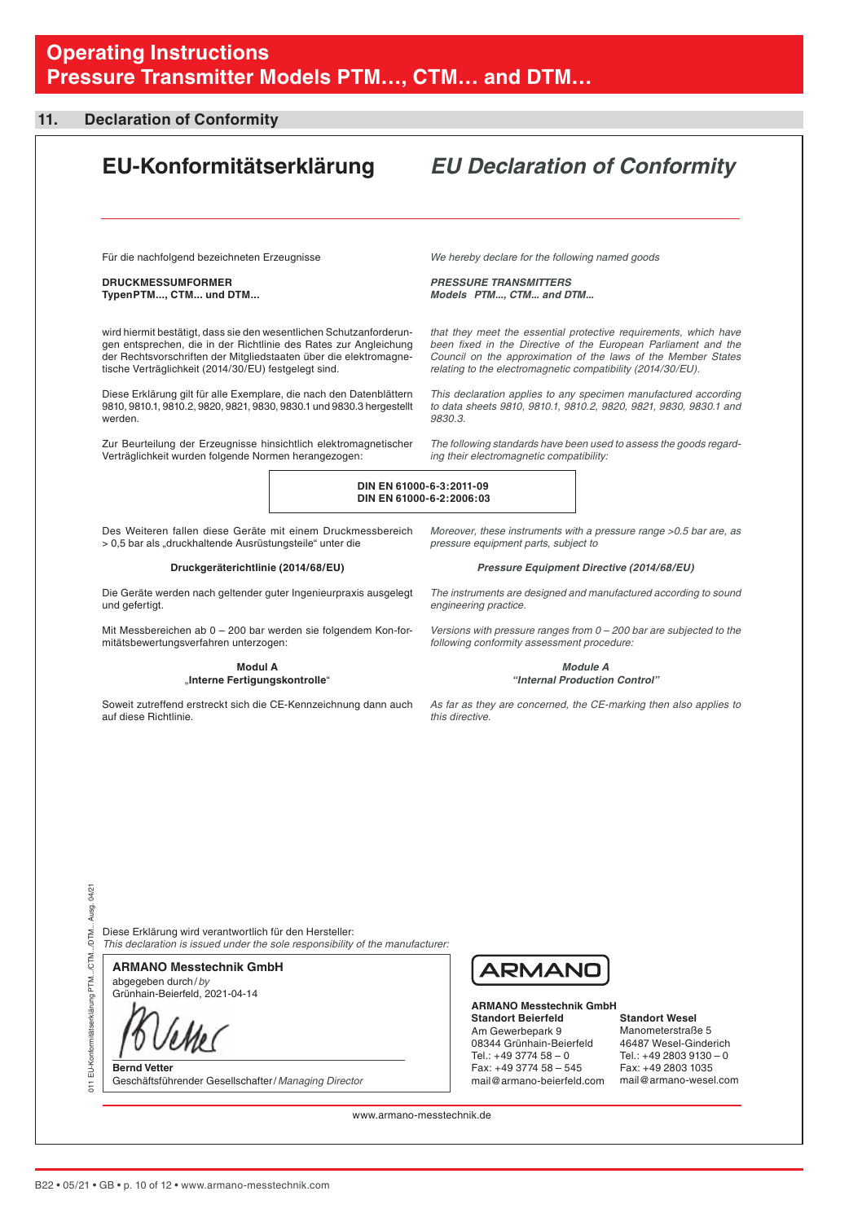# Operating Instructions
# Pressure Transmitter Models PTM..., CTM... and DTM...

## 11. Declaration of Conformity

# EU-Konformitätserklärung

# *EU Declaration of Conformity*

Für die nachfolgend bezeichneten Erzeugnisse

*We hereby declare for the following named goods*

**DRUCKMESSUMFORMER**
**TypenPTM..., CTM... und DTM...**

***PRESSURE TRANSMITTERS***
***Models PTM..., CTM... and DTM...***

wird hiermit bestätigt, dass sie den wesentlichen Schutzanforderungen entsprechen, die in der Richtlinie des Rates zur Angleichung der Rechtsvorschriften der Mitgliedstaaten über die elektromagnetische Verträglichkeit (2014/30/EU) festgelegt sind.

*that they meet the essential protective requirements, which have been fixed in the Directive of the European Parliament and the Council on the approximation of the laws of the Member States relating to the electromagnetic compatibility (2014/30/EU).*

Diese Erklärung gilt für alle Exemplare, die nach den Datenblättern 9810, 9810.1, 9810.2, 9820, 9821, 9830, 9830.1 und 9830.3 hergestellt werden.

*This declaration applies to any specimen manufactured according to data sheets 9810, 9810.1, 9810.2, 9820, 9821, 9830, 9830.1 and 9830.3.*

Zur Beurteilung der Erzeugnisse hinsichtlich elektromagnetischer Verträglichkeit wurden folgende Normen herangezogen:

*The following standards have been used to assess the goods regarding their electromagnetic compatibility:*

**DIN EN 61000-6-3:2011-09**
**DIN EN 61000-6-2:2006:03**

Des Weiteren fallen diese Geräte mit einem Druckmessbereich > 0,5 bar als „druckhaltende Ausrüstungsteile“ unter die

*Moreover, these instruments with a pressure range >0.5 bar are, as pressure equipment parts, subject to*

**Druckgeräterichtlinie (2014/68/EU)**

***Pressure Equipment Directive (2014/68/EU)***

Die Geräte werden nach geltender guter Ingenieurpraxis ausgelegt und gefertigt.

*The instruments are designed and manufactured according to sound engineering practice.*

Mit Messbereichen ab 0 – 200 bar werden sie folgendem Konformitätsbewertungsverfahren unterzogen:

*Versions with pressure ranges from 0 – 200 bar are subjected to the following conformity assessment procedure:*

**Modul A**
„**Interne Fertigungskontrolle**“

***Module A***
***"Internal Production Control"***

Soweit zutreffend erstreckt sich die CE-Kennzeichnung dann auch auf diese Richtlinie.

*As far as they are concerned, the CE-marking then also applies to this directive.*

Diese Erklärung wird verantwortlich für den Hersteller:
*This declaration is issued under the sole responsibility of the manufacturer:*

**ARMANO Messtechnik GmbH**
abgegeben durch / *by*
Grünhain-Beierfeld, 2021-04-14

**Bernd Vetter**
Geschäftsführender Gesellschafter / *Managing Director*

ARMANO

**ARMANO Messtechnik GmbH**

**Standort Beierfeld**
Am Gewerbepark 9
08344 Grünhain-Beierfeld
Tel.: +49 3774 58 – 0
Fax: +49 3774 58 – 545
mail@armano-beierfeld.com

**Standort Wesel**
Manometerstraße 5
46487 Wesel-Ginderich
Tel.: +49 2803 9130 – 0
Fax: +49 2803 1035
mail@armano-wesel.com

www.armano-messtechnik.de

011 EU-Konformitätserklärung PTM.../CTM.../DTM... Ausg. 04/21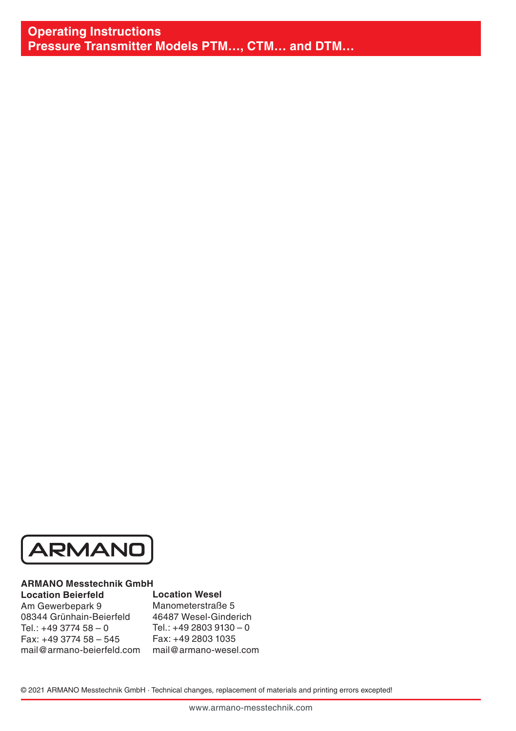**Operating Instructions**
**Pressure Transmitter Models PTM…, CTM… and DTM…**

ARMANO

**ARMANO Messtechnik GmbH**

**Location Beierfeld**
Am Gewerbepark 9
08344 Grünhain-Beierfeld
Tel.: +49 3774 58 – 0
Fax: +49 3774 58 – 545
mail@armano-beierfeld.com

**Location Wesel**
Manometerstraße 5
46487 Wesel-Ginderich
Tel.: +49 2803 9130 – 0
Fax: +49 2803 1035
mail@armano-wesel.com

© 2021 ARMANO Messtechnik GmbH · Technical changes, replacement of materials and printing errors excepted!

www.armano-messtechnik.com